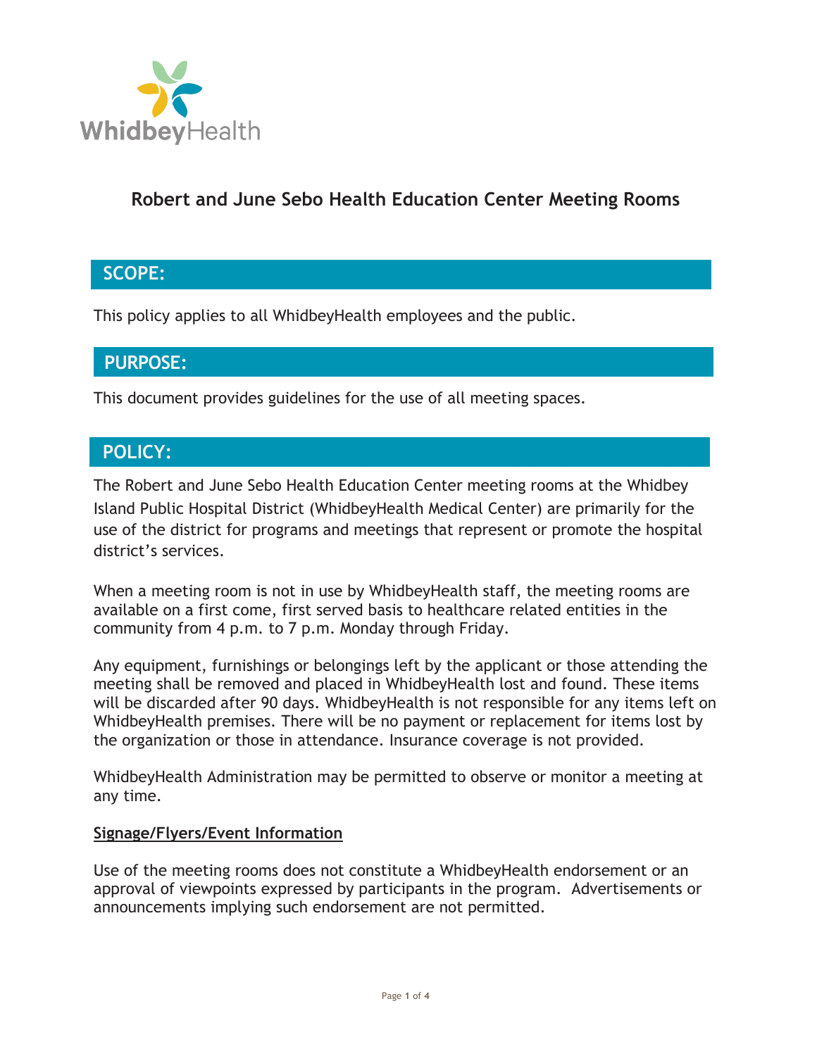WhidbeyHealth

# Robert and June Sebo Health Education Center Meeting Rooms

## SCOPE:

This policy applies to all WhidbeyHealth employees and the public.

## PURPOSE:

This document provides guidelines for the use of all meeting spaces.

## POLICY:

The Robert and June Sebo Health Education Center meeting rooms at the Whidbey Island Public Hospital District (WhidbeyHealth Medical Center) are primarily for the use of the district for programs and meetings that represent or promote the hospital district's services.

When a meeting room is not in use by WhidbeyHealth staff, the meeting rooms are available on a first come, first served basis to healthcare related entities in the community from 4 p.m. to 7 p.m. Monday through Friday.

Any equipment, furnishings or belongings left by the applicant or those attending the meeting shall be removed and placed in WhidbeyHealth lost and found. These items will be discarded after 90 days. WhidbeyHealth is not responsible for any items left on WhidbeyHealth premises. There will be no payment or replacement for items lost by the organization or those in attendance. Insurance coverage is not provided.

WhidbeyHealth Administration may be permitted to observe or monitor a meeting at any time.

**Signage/Flyers/Event Information**

Use of the meeting rooms does not constitute a WhidbeyHealth endorsement or an approval of viewpoints expressed by participants in the program. Advertisements or announcements implying such endorsement are not permitted.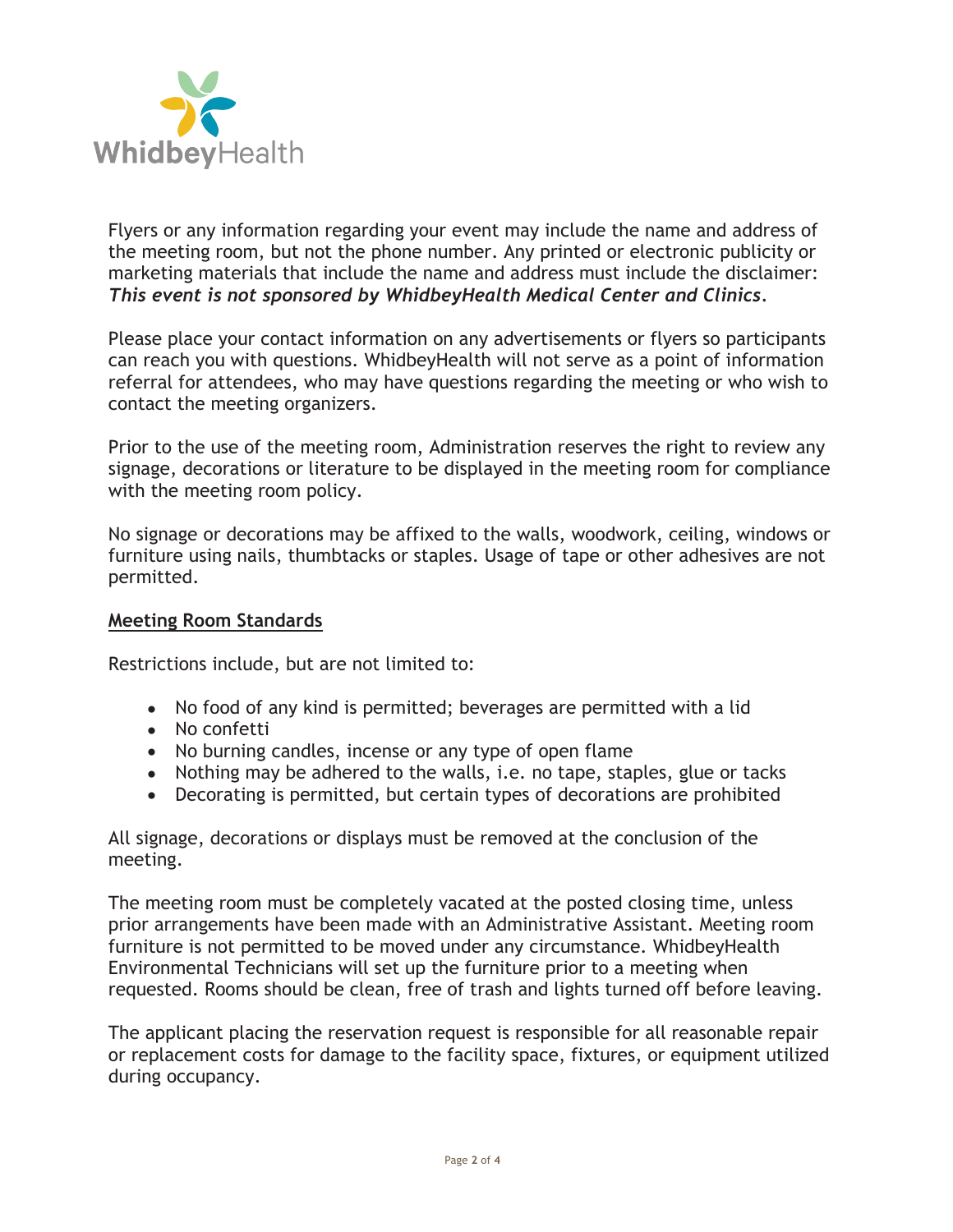Flyers or any information regarding your event may include the name and address of the meeting room, but not the phone number. Any printed or electronic publicity or marketing materials that include the name and address must include the disclaimer: ***This event is not sponsored by WhidbeyHealth Medical Center and Clinics***.

Please place your contact information on any advertisements or flyers so participants can reach you with questions. WhidbeyHealth will not serve as a point of information referral for attendees, who may have questions regarding the meeting or who wish to contact the meeting organizers.

Prior to the use of the meeting room, Administration reserves the right to review any signage, decorations or literature to be displayed in the meeting room for compliance with the meeting room policy.

No signage or decorations may be affixed to the walls, woodwork, ceiling, windows or furniture using nails, thumbtacks or staples. Usage of tape or other adhesives are not permitted.

## Meeting Room Standards

Restrictions include, but are not limited to:

- No food of any kind is permitted; beverages are permitted with a lid
- No confetti
- No burning candles, incense or any type of open flame
- Nothing may be adhered to the walls, i.e. no tape, staples, glue or tacks
- Decorating is permitted, but certain types of decorations are prohibited

All signage, decorations or displays must be removed at the conclusion of the meeting.

The meeting room must be completely vacated at the posted closing time, unless prior arrangements have been made with an Administrative Assistant. Meeting room furniture is not permitted to be moved under any circumstance. WhidbeyHealth Environmental Technicians will set up the furniture prior to a meeting when requested. Rooms should be clean, free of trash and lights turned off before leaving.

The applicant placing the reservation request is responsible for all reasonable repair or replacement costs for damage to the facility space, fixtures, or equipment utilized during occupancy.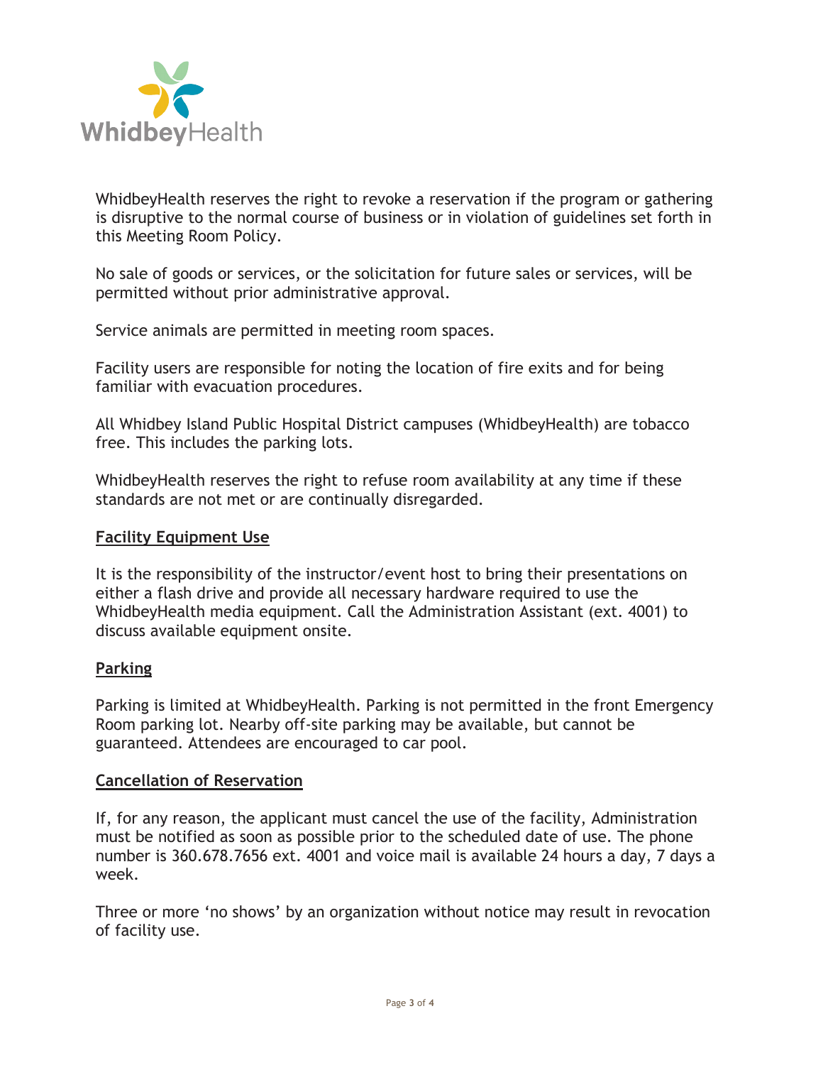WhidbeyHealth reserves the right to revoke a reservation if the program or gathering is disruptive to the normal course of business or in violation of guidelines set forth in this Meeting Room Policy.

No sale of goods or services, or the solicitation for future sales or services, will be permitted without prior administrative approval.

Service animals are permitted in meeting room spaces.

Facility users are responsible for noting the location of fire exits and for being familiar with evacuation procedures.

All Whidbey Island Public Hospital District campuses (WhidbeyHealth) are tobacco free. This includes the parking lots.

WhidbeyHealth reserves the right to refuse room availability at any time if these standards are not met or are continually disregarded.

## Facility Equipment Use

It is the responsibility of the instructor/event host to bring their presentations on either a flash drive and provide all necessary hardware required to use the WhidbeyHealth media equipment. Call the Administration Assistant (ext. 4001) to discuss available equipment onsite.

## Parking

Parking is limited at WhidbeyHealth. Parking is not permitted in the front Emergency Room parking lot. Nearby off-site parking may be available, but cannot be guaranteed. Attendees are encouraged to car pool.

## Cancellation of Reservation

If, for any reason, the applicant must cancel the use of the facility, Administration must be notified as soon as possible prior to the scheduled date of use. The phone number is 360.678.7656 ext. 4001 and voice mail is available 24 hours a day, 7 days a week.

Three or more 'no shows' by an organization without notice may result in revocation of facility use.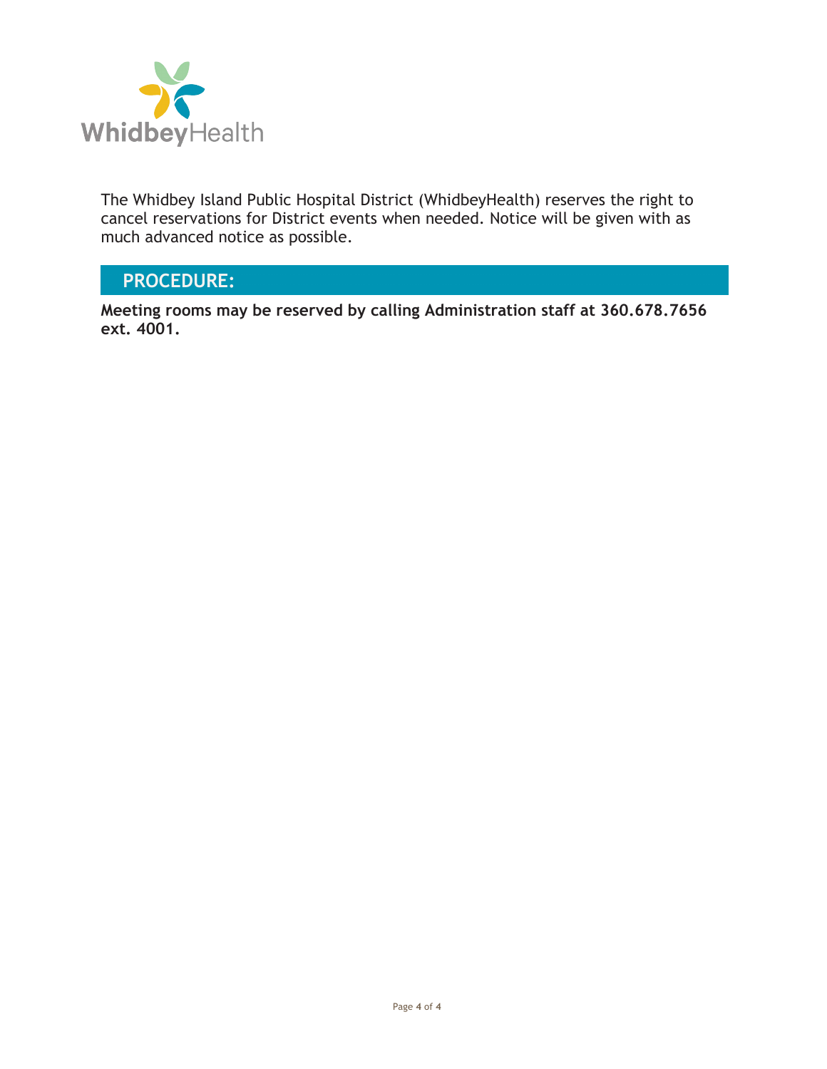The Whidbey Island Public Hospital District (WhidbeyHealth) reserves the right to cancel reservations for District events when needed. Notice will be given with as much advanced notice as possible.

## PROCEDURE:

**Meeting rooms may be reserved by calling Administration staff at 360.678.7656 ext. 4001.**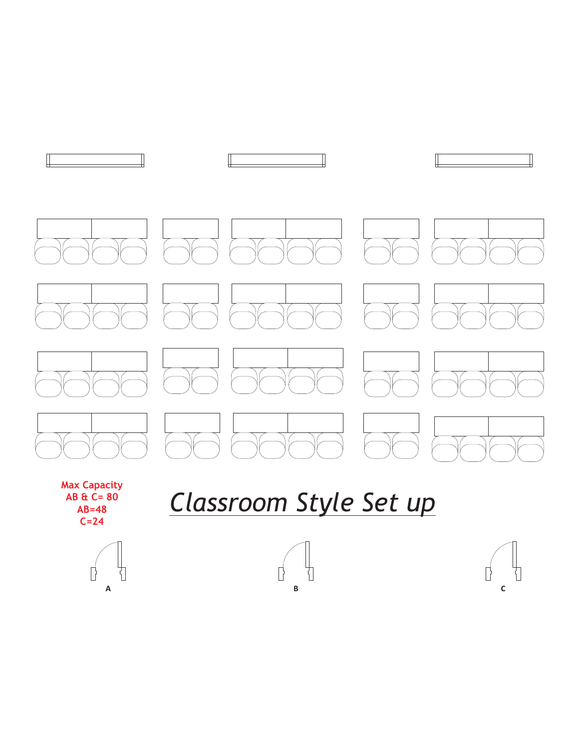**Max Capacity**
**AB & C= 80**
**AB=48**
**C=24**

*Classroom Style Set up*

**A**

**B**

**C**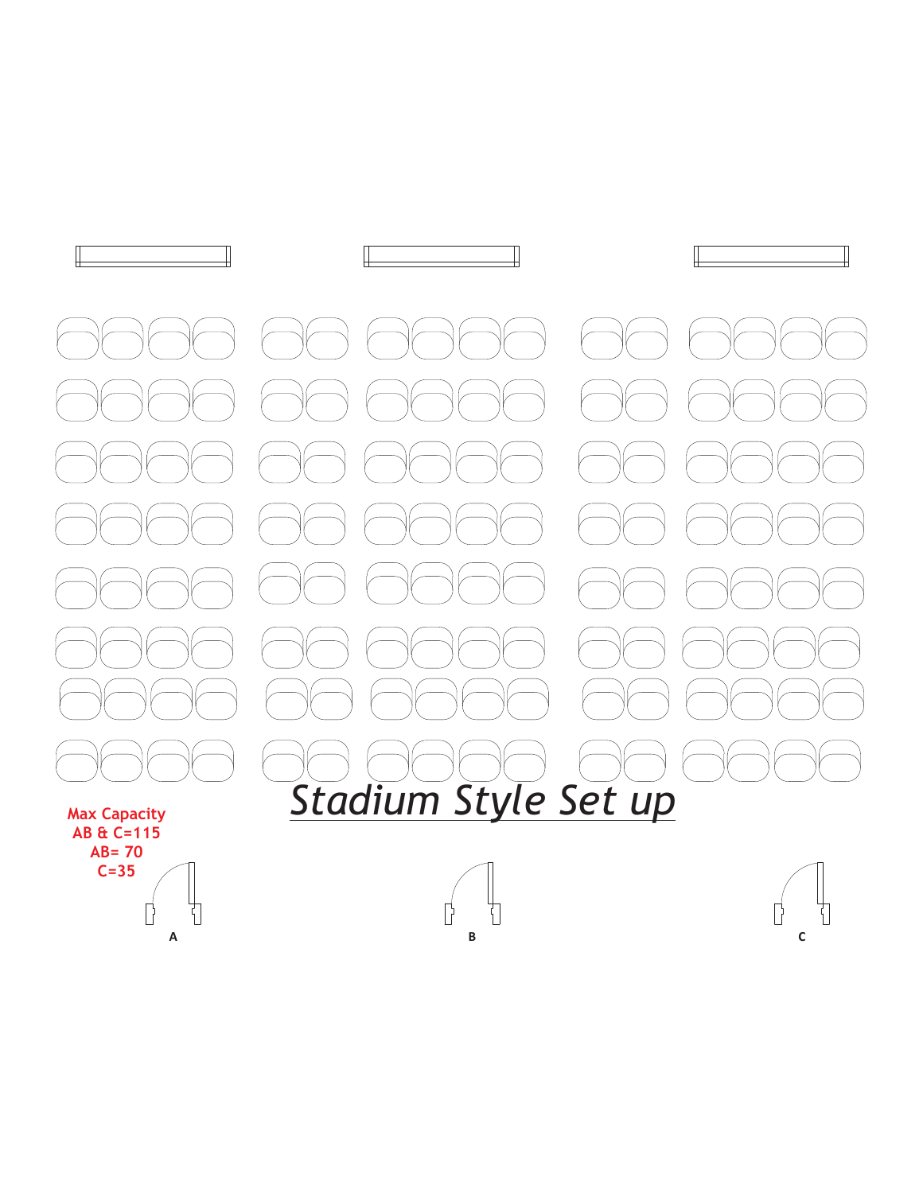# *Stadium Style Set up*

**Max Capacity**
**AB & C=115**
**AB= 70**
**C=35**

**A**

**B**

**C**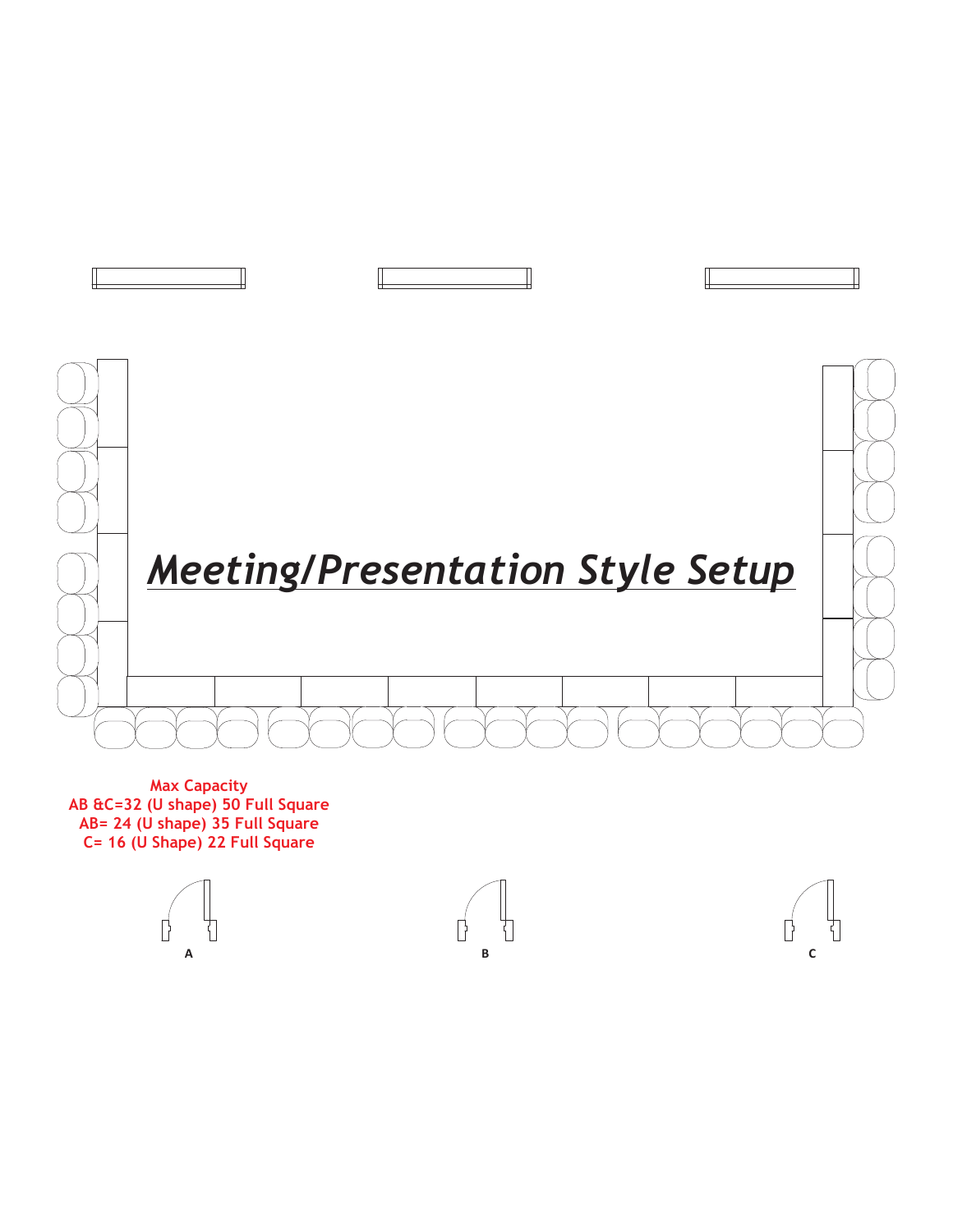# *Meeting/Presentation Style Setup*

**Max Capacity**
**AB &C=32 (U shape) 50 Full Square**
**AB= 24 (U shape) 35 Full Square**
**C= 16 (U Shape) 22 Full Square**

**A** **B** **C**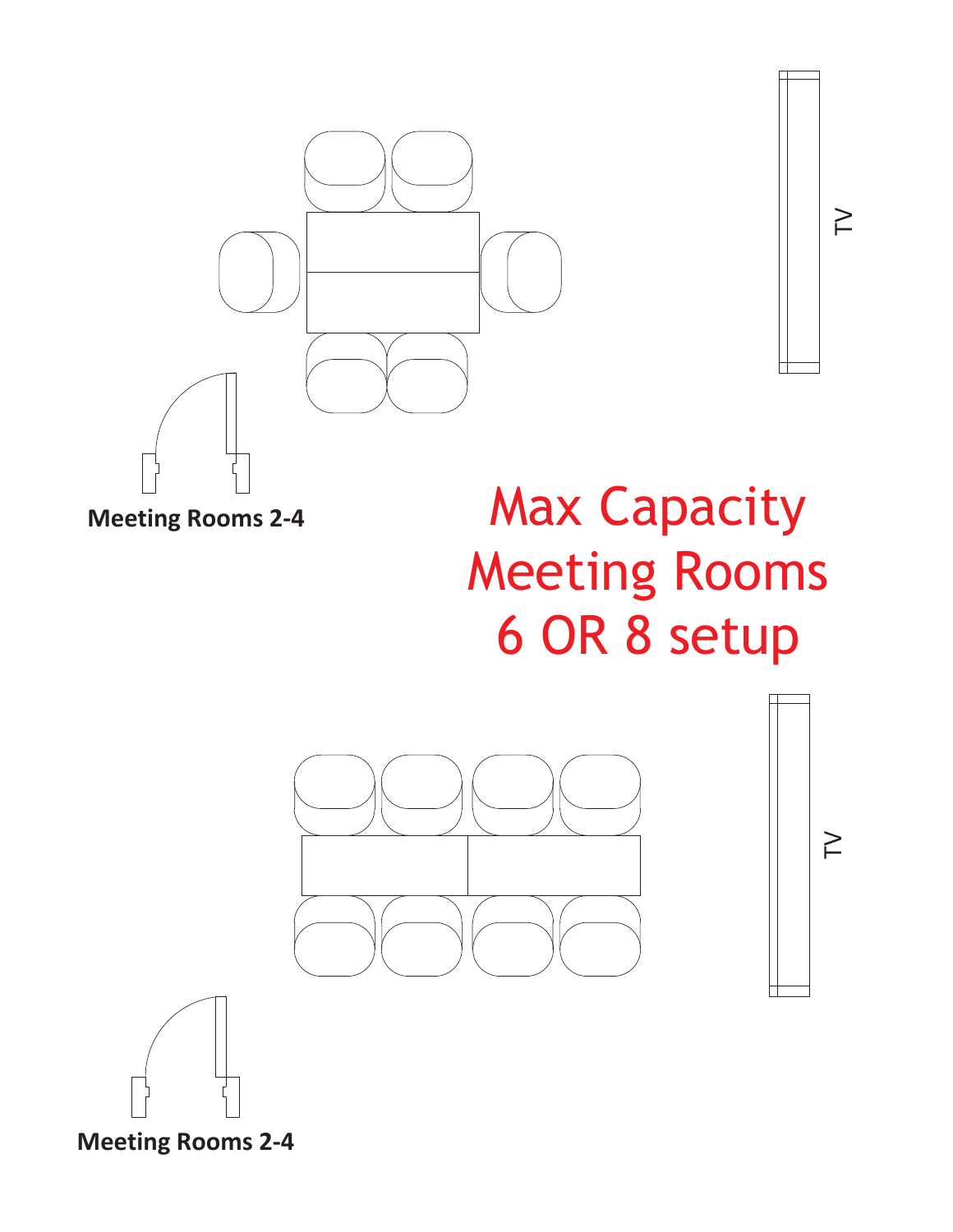TV

Meeting Rooms 2-4

# Max Capacity Meeting Rooms 6 OR 8 setup

TV

Meeting Rooms 2-4